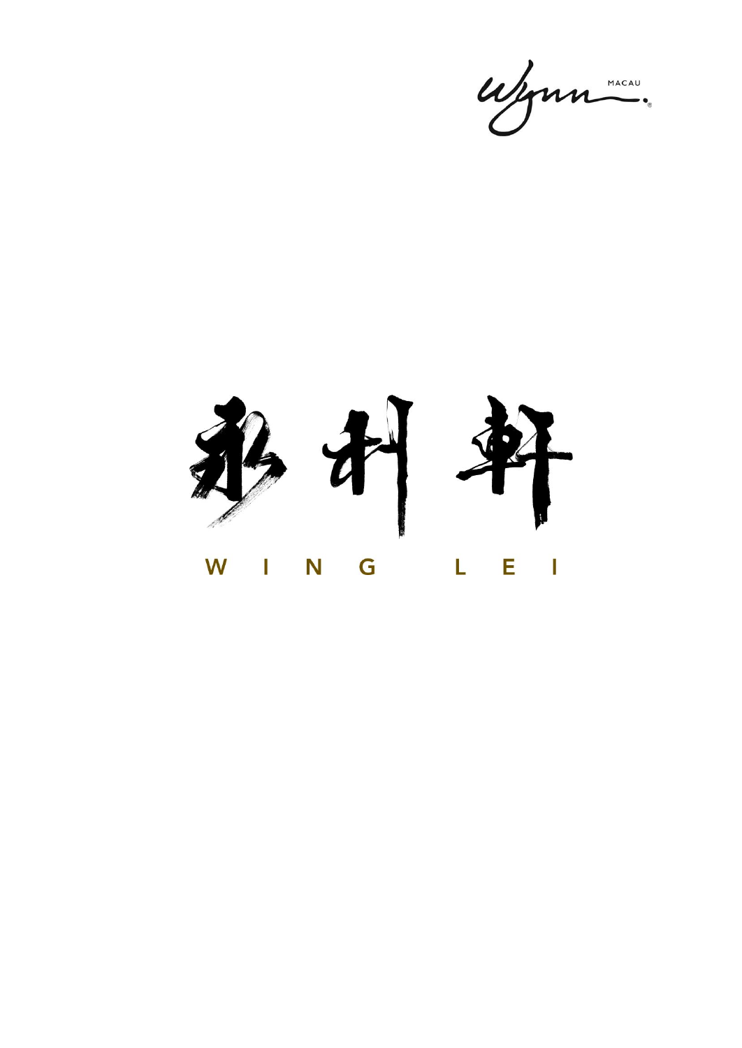Wynn MACAU

# 永利軒

# WING LEI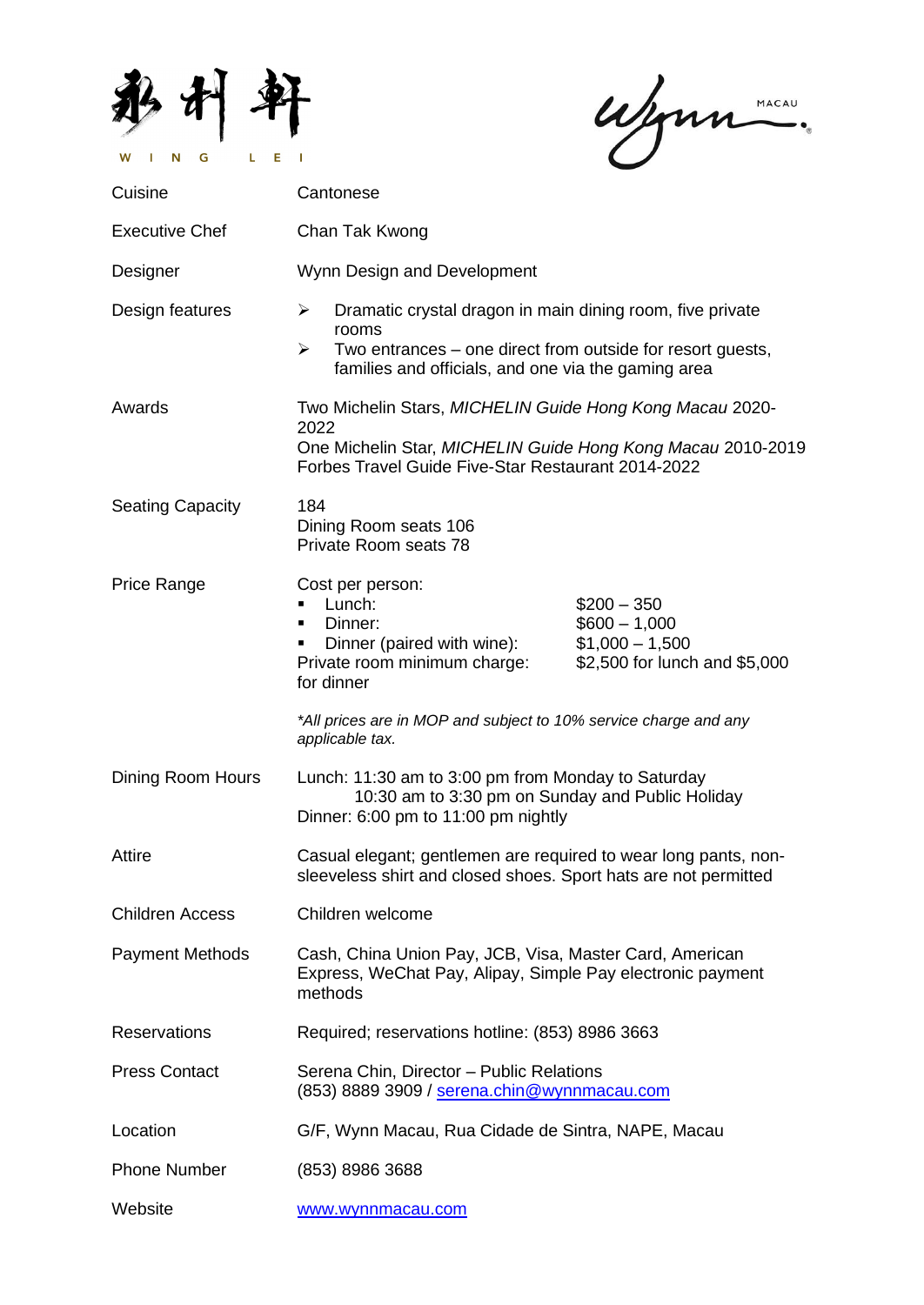# 永利軒 WING LEI

Wynn MACAU

| | |
|---|---|
| Cuisine | Cantonese |
| Executive Chef | Chan Tak Kwong |
| Designer | Wynn Design and Development |
| Design features | ➢ Dramatic crystal dragon in main dining room, five private rooms<br>➢ Two entrances – one direct from outside for resort guests, families and officials, and one via the gaming area |
| Awards | Two Michelin Stars, *MICHELIN Guide Hong Kong Macau* 2020-2022<br>One Michelin Star, *MICHELIN Guide Hong Kong Macau* 2010-2019<br>Forbes Travel Guide Five-Star Restaurant 2014-2022 |
| Seating Capacity | 184<br>Dining Room seats 106<br>Private Room seats 78 |
| Price Range | Cost per person:<br>▪ Lunch: $200 – 350<br>▪ Dinner: $600 – 1,000<br>▪ Dinner (paired with wine): $1,000 – 1,500<br>Private room minimum charge: $2,500 for lunch and $5,000 for dinner<br><br>*\*All prices are in MOP and subject to 10% service charge and any applicable tax.* |
| Dining Room Hours | Lunch: 11:30 am to 3:00 pm from Monday to Saturday<br>10:30 am to 3:30 pm on Sunday and Public Holiday<br>Dinner: 6:00 pm to 11:00 pm nightly |
| Attire | Casual elegant; gentlemen are required to wear long pants, non-sleeveless shirt and closed shoes. Sport hats are not permitted |
| Children Access | Children welcome |
| Payment Methods | Cash, China Union Pay, JCB, Visa, Master Card, American Express, WeChat Pay, Alipay, Simple Pay electronic payment methods |
| Reservations | Required; reservations hotline: (853) 8986 3663 |
| Press Contact | Serena Chin, Director – Public Relations<br>(853) 8889 3909 / serena.chin@wynnmacau.com |
| Location | G/F, Wynn Macau, Rua Cidade de Sintra, NAPE, Macau |
| Phone Number | (853) 8986 3688 |
| Website | www.wynnmacau.com |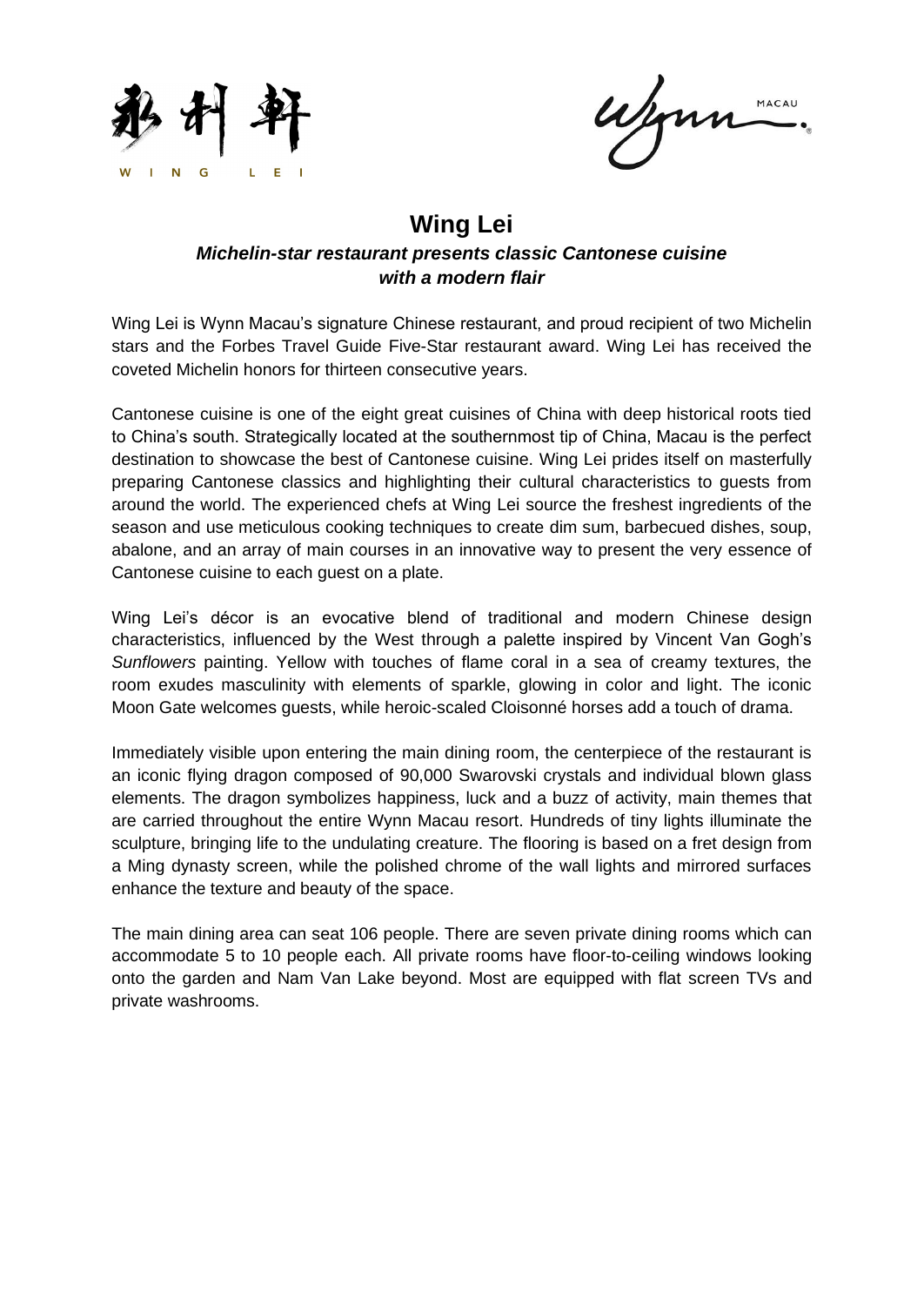# Wing Lei

***Michelin-star restaurant presents classic Cantonese cuisine with a modern flair***

Wing Lei is Wynn Macau's signature Chinese restaurant, and proud recipient of two Michelin stars and the Forbes Travel Guide Five-Star restaurant award. Wing Lei has received the coveted Michelin honors for thirteen consecutive years.

Cantonese cuisine is one of the eight great cuisines of China with deep historical roots tied to China's south. Strategically located at the southernmost tip of China, Macau is the perfect destination to showcase the best of Cantonese cuisine. Wing Lei prides itself on masterfully preparing Cantonese classics and highlighting their cultural characteristics to guests from around the world. The experienced chefs at Wing Lei source the freshest ingredients of the season and use meticulous cooking techniques to create dim sum, barbecued dishes, soup, abalone, and an array of main courses in an innovative way to present the very essence of Cantonese cuisine to each guest on a plate.

Wing Lei's décor is an evocative blend of traditional and modern Chinese design characteristics, influenced by the West through a palette inspired by Vincent Van Gogh's *Sunflowers* painting. Yellow with touches of flame coral in a sea of creamy textures, the room exudes masculinity with elements of sparkle, glowing in color and light. The iconic Moon Gate welcomes guests, while heroic-scaled Cloisonné horses add a touch of drama.

Immediately visible upon entering the main dining room, the centerpiece of the restaurant is an iconic flying dragon composed of 90,000 Swarovski crystals and individual blown glass elements. The dragon symbolizes happiness, luck and a buzz of activity, main themes that are carried throughout the entire Wynn Macau resort. Hundreds of tiny lights illuminate the sculpture, bringing life to the undulating creature. The flooring is based on a fret design from a Ming dynasty screen, while the polished chrome of the wall lights and mirrored surfaces enhance the texture and beauty of the space.

The main dining area can seat 106 people. There are seven private dining rooms which can accommodate 5 to 10 people each. All private rooms have floor-to-ceiling windows looking onto the garden and Nam Van Lake beyond. Most are equipped with flat screen TVs and private washrooms.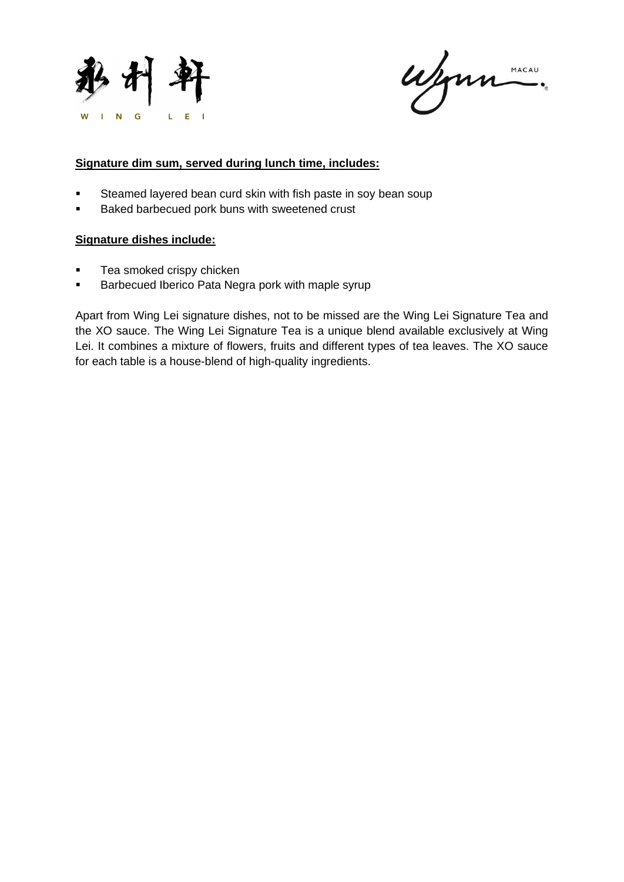**Signature dim sum, served during lunch time, includes:**

- Steamed layered bean curd skin with fish paste in soy bean soup
- Baked barbecued pork buns with sweetened crust

**Signature dishes include:**

- Tea smoked crispy chicken
- Barbecued Iberico Pata Negra pork with maple syrup

Apart from Wing Lei signature dishes, not to be missed are the Wing Lei Signature Tea and the XO sauce. The Wing Lei Signature Tea is a unique blend available exclusively at Wing Lei. It combines a mixture of flowers, fruits and different types of tea leaves. The XO sauce for each table is a house-blend of high-quality ingredients.